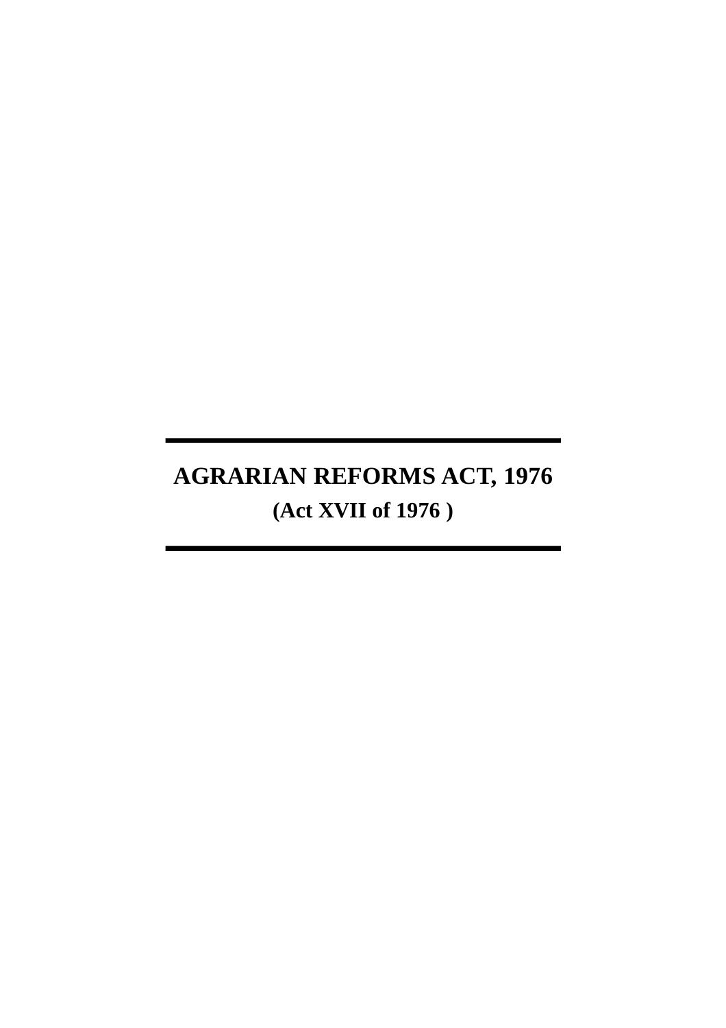# AGRARIAN REFORMS ACT, 1976

**(Act XVII of 1976 )**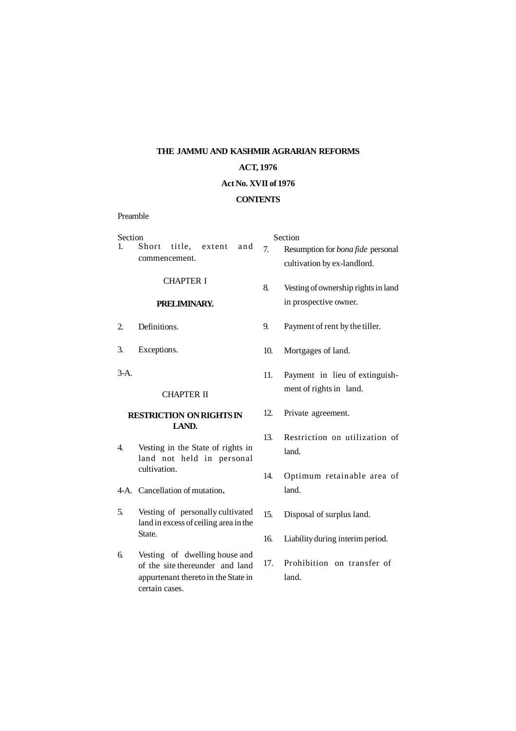**THE JAMMU AND KASHMIR AGRARIAN REFORMS**

**ACT, 1976**

**Act No. XVII of 1976**

**CONTENTS**

Preamble

Section

1. Short title, extent and commencement.

CHAPTER I

**PRELIMINARY.**

2. Definitions.

3. Exceptions.

3-A.

CHAPTER II

**RESTRICTION ON RIGHTS IN LAND.**

4. Vesting in the State of rights in land not held in personal cultivation.

4-A. Cancellation of mutation**.**

5. Vesting of personally cultivated land in excess of ceiling area in the State.

6. Vesting of dwelling house and of the site thereunder and land appurtenant thereto in the State in certain cases.

Section

7. Resumption for *bona fide* personal cultivation by ex-landlord.

8. Vesting of ownership rights in land in prospective owner.

9. Payment of rent by the tiller.

10. Mortgages of land.

11. Payment in lieu of extinguishment of rights in land.

12. Private agreement.

13. Restriction on utilization of land.

14. Optimum retainable area of land.

15. Disposal of surplus land.

16. Liability during interim period.

17. Prohibition on transfer of land.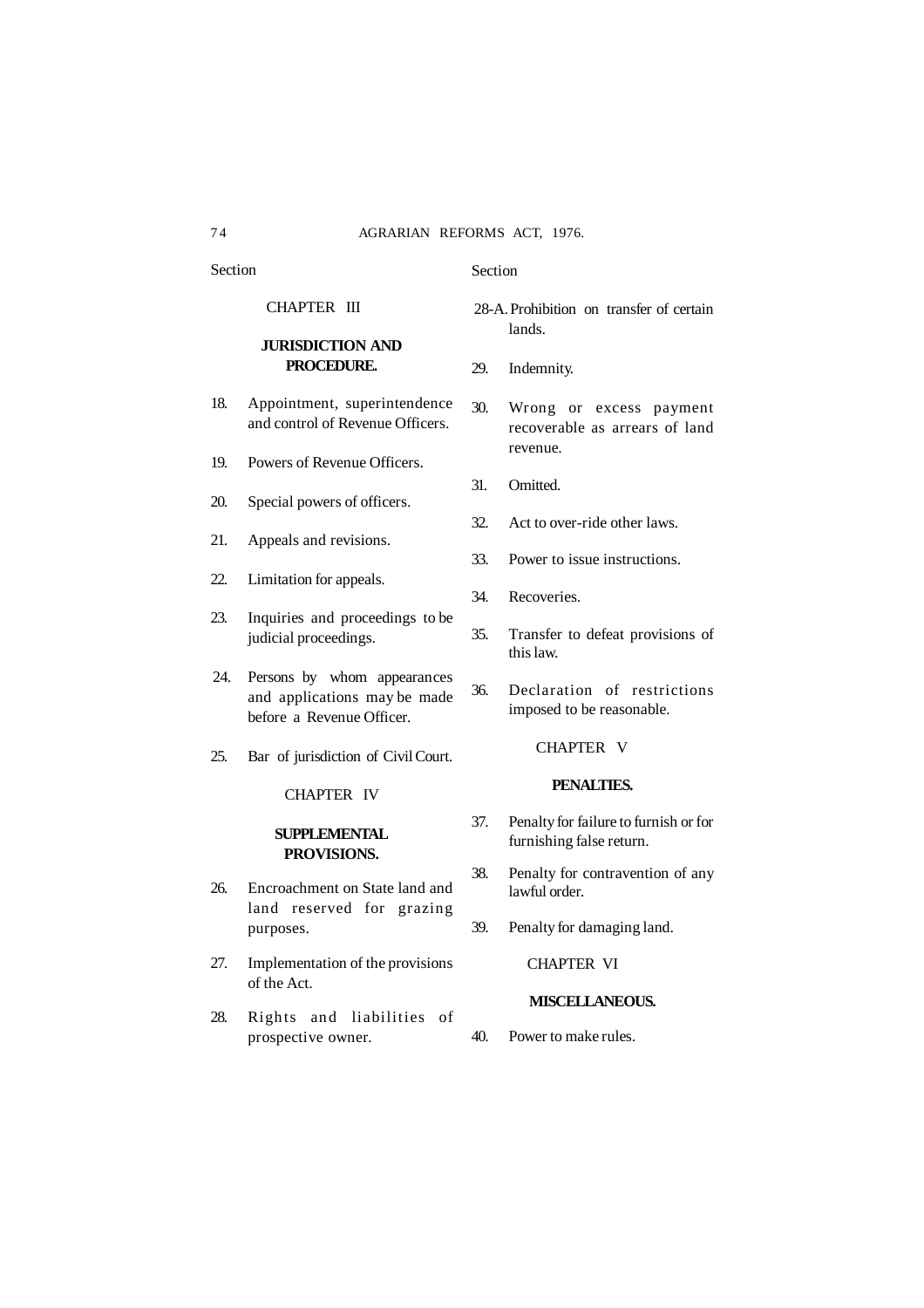Section

CHAPTER III

**JURISDICTION AND PROCEDURE.**

18. Appointment, superintendence and control of Revenue Officers.

19. Powers of Revenue Officers.

20. Special powers of officers.

21. Appeals and revisions.

22. Limitation for appeals.

23. Inquiries and proceedings to be judicial proceedings.

24. Persons by whom appearances and applications may be made before a Revenue Officer.

25. Bar of jurisdiction of Civil Court.

CHAPTER IV

**SUPPLEMENTAL PROVISIONS.**

26. Encroachment on State land and land reserved for grazing purposes.

27. Implementation of the provisions of the Act.

28. Rights and liabilities of prospective owner.

Section

28-A. Prohibition on transfer of certain lands.

29. Indemnity.

30. Wrong or excess payment recoverable as arrears of land revenue.

31. Omitted.

32. Act to over-ride other laws.

33. Power to issue instructions.

34. Recoveries.

35. Transfer to defeat provisions of this law.

36. Declaration of restrictions imposed to be reasonable.

CHAPTER V

**PENALTIES.**

37. Penalty for failure to furnish or for furnishing false return.

38. Penalty for contravention of any lawful order.

39. Penalty for damaging land.

CHAPTER VI

**MISCELLANEOUS.**

40. Power to make rules.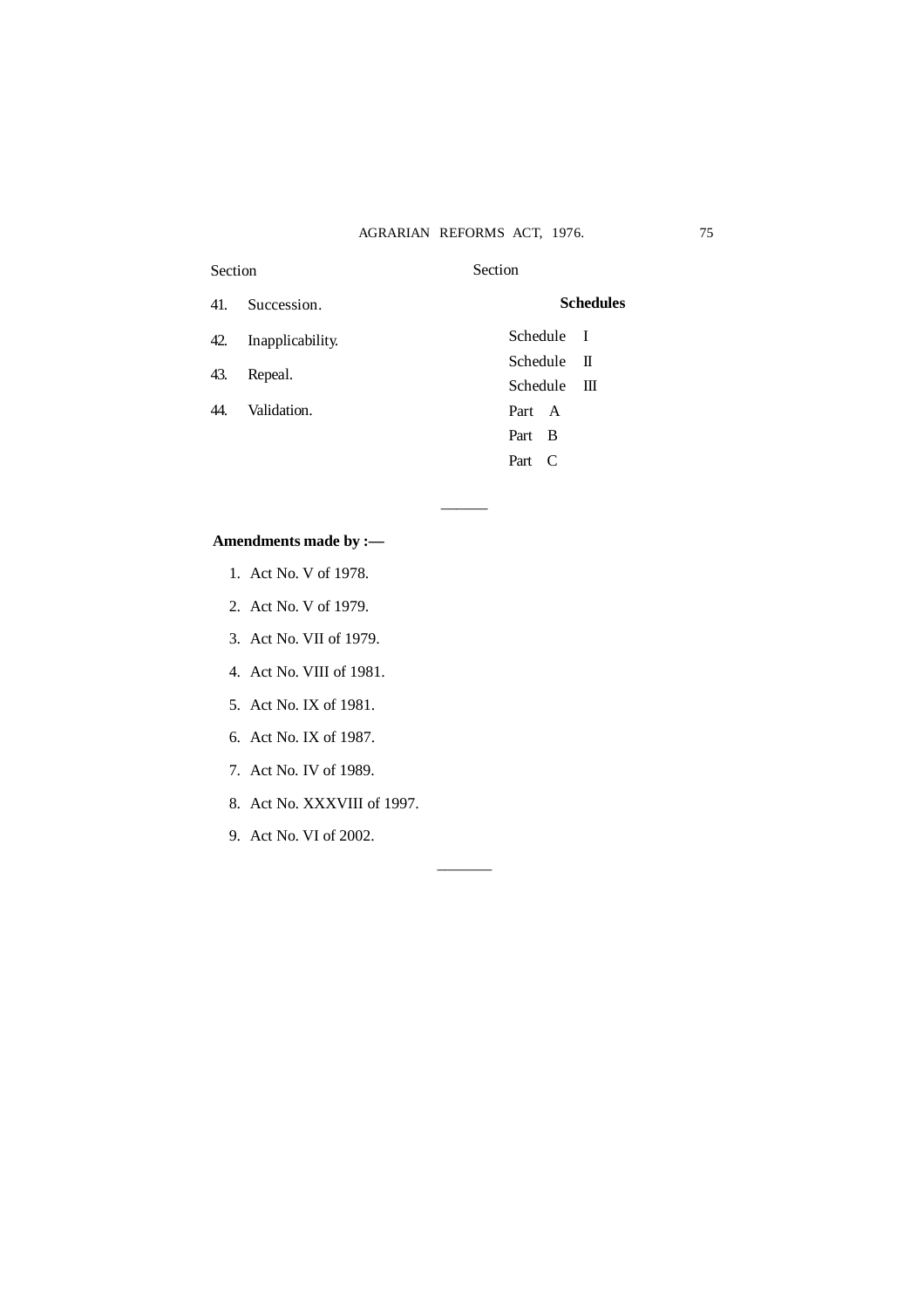Section

41. Succession.

42. Inapplicability.

43. Repeal.

44. Validation.

Section

**Schedules**

Schedule I

Schedule II

Schedule III

Part A

Part B

Part C

---

**Amendments made by :—**

1. Act No. V of 1978.
2. Act No. V of 1979.
3. Act No. VII of 1979.
4. Act No. VIII of 1981.
5. Act No. IX of 1981.
6. Act No. IX of 1987.
7. Act No. IV of 1989.
8. Act No. XXXVIII of 1997.
9. Act No. VI of 2002.

---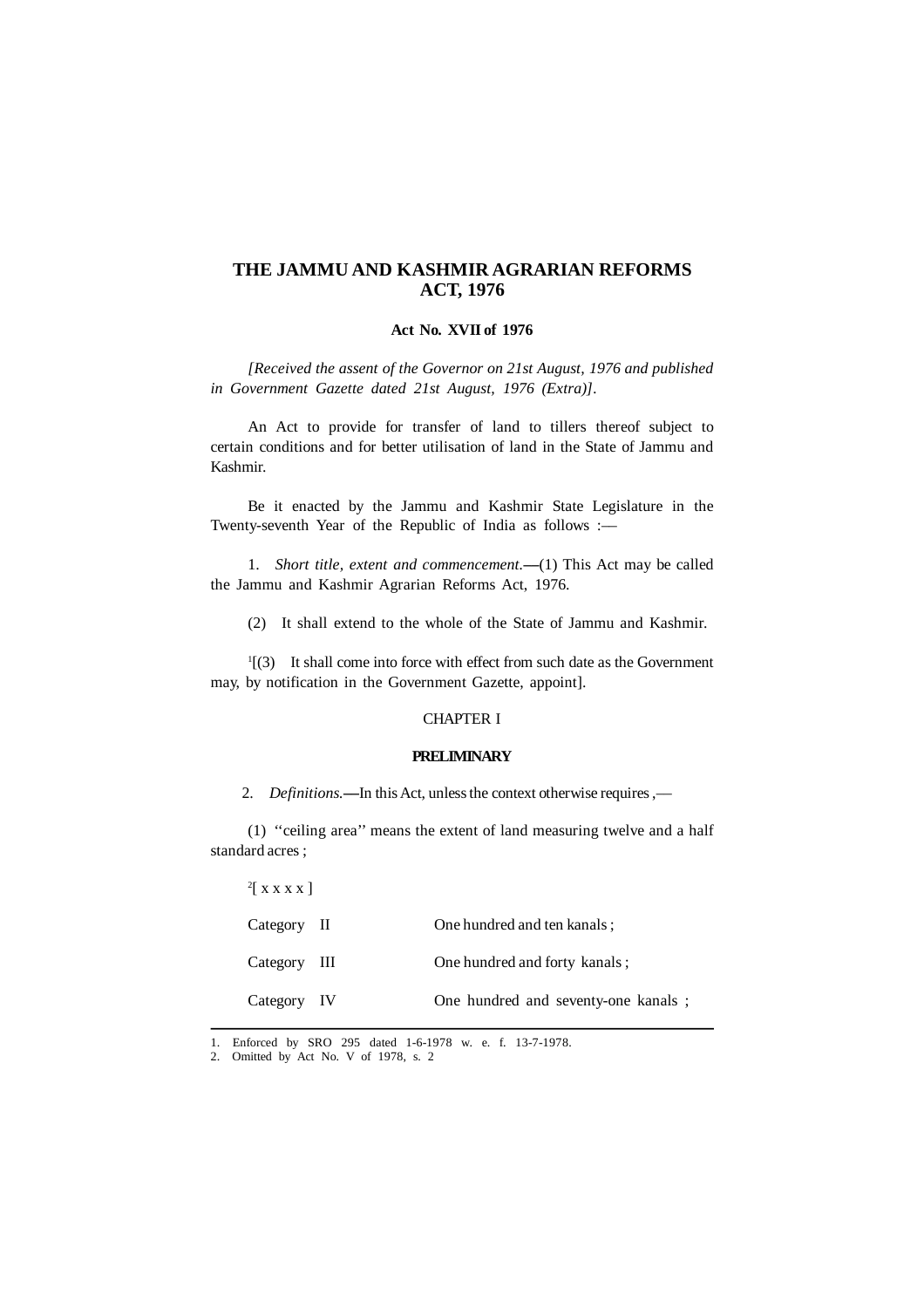# THE JAMMU AND KASHMIR AGRARIAN REFORMS ACT, 1976

**Act No. XVII of 1976**

*[Received the assent of the Governor on 21st August, 1976 and published in Government Gazette dated 21st August, 1976 (Extra)].*

An Act to provide for transfer of land to tillers thereof subject to certain conditions and for better utilisation of land in the State of Jammu and Kashmir.

Be it enacted by the Jammu and Kashmir State Legislature in the Twenty-seventh Year of the Republic of India as follows :—

1. *Short title, extent and commencement.*—(1) This Act may be called the Jammu and Kashmir Agrarian Reforms Act, 1976.

(2) It shall extend to the whole of the State of Jammu and Kashmir.

[1][(3) It shall come into force with effect from such date as the Government may, by notification in the Government Gazette, appoint].

## CHAPTER I

### PRELIMINARY

2. *Definitions.*—In this Act, unless the context otherwise requires ,—

(1) ''ceiling area'' means the extent of land measuring twelve and a half standard acres ;

[2][ x x x x ]

| | |
|---|---|
| Category II | One hundred and ten kanals ; |
| Category III | One hundred and forty kanals ; |
| Category IV | One hundred and seventy-one kanals ; |

---

1. Enforced by SRO 295 dated 1-6-1978 w. e. f. 13-7-1978.
2. Omitted by Act No. V of 1978, s. 2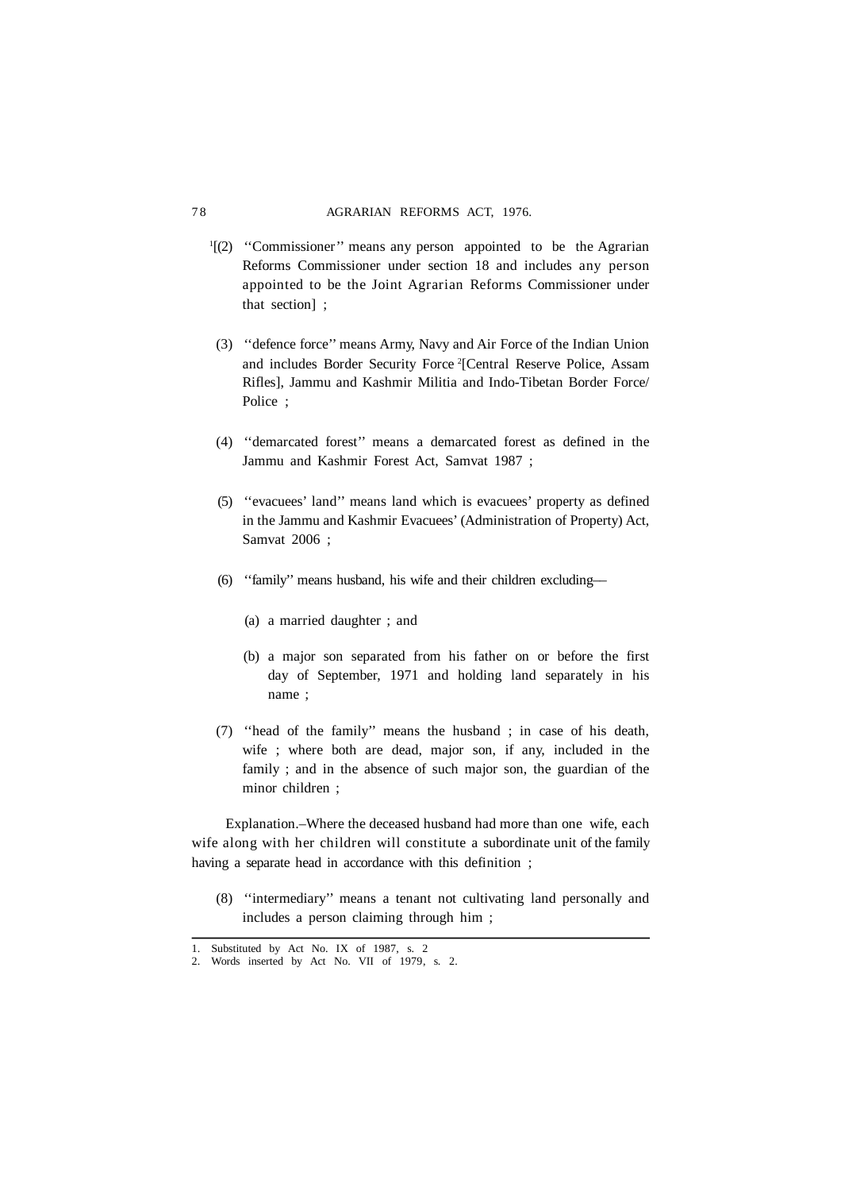[1][(2) ''Commissioner'' means any person appointed to be the Agrarian Reforms Commissioner under section 18 and includes any person appointed to be the Joint Agrarian Reforms Commissioner under that section] ;

(3) ''defence force'' means Army, Navy and Air Force of the Indian Union and includes Border Security Force [2][Central Reserve Police, Assam Rifles], Jammu and Kashmir Militia and Indo-Tibetan Border Force/ Police ;

(4) ''demarcated forest'' means a demarcated forest as defined in the Jammu and Kashmir Forest Act, Samvat 1987 ;

(5) ''evacuees' land'' means land which is evacuees' property as defined in the Jammu and Kashmir Evacuees' (Administration of Property) Act, Samvat 2006 ;

(6) ''family'' means husband, his wife and their children excluding—

(a) a married daughter ; and

(b) a major son separated from his father on or before the first day of September, 1971 and holding land separately in his name ;

(7) ''head of the family'' means the husband ; in case of his death, wife ; where both are dead, major son, if any, included in the family ; and in the absence of such major son, the guardian of the minor children ;

Explanation.–Where the deceased husband had more than one wife, each wife along with her children will constitute a subordinate unit of the family having a separate head in accordance with this definition ;

(8) ''intermediary'' means a tenant not cultivating land personally and includes a person claiming through him ;

---

1. Substituted by Act No. IX of 1987, s. 2
2. Words inserted by Act No. VII of 1979, s. 2.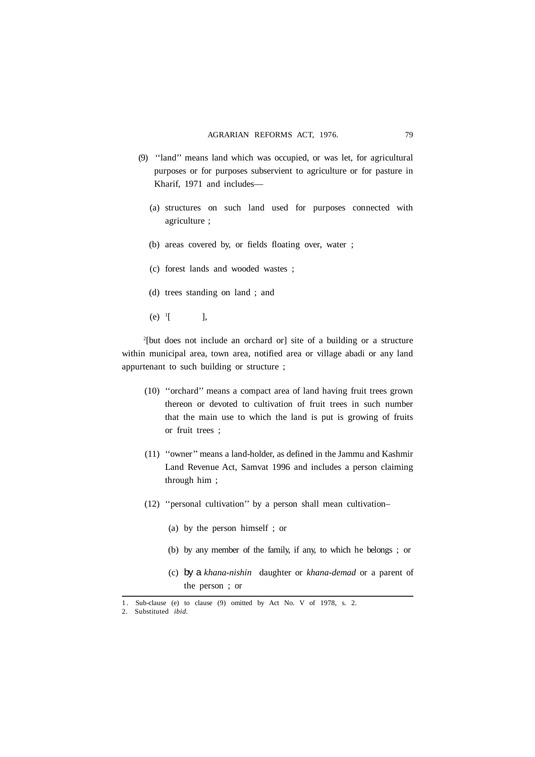(9) ''land'' means land which was occupied, or was let, for agricultural purposes or for purposes subservient to agriculture or for pasture in Kharif, 1971 and includes—

(a) structures on such land used for purposes connected with agriculture ;

(b) areas covered by, or fields floating over, water ;

(c) forest lands and wooded wastes ;

(d) trees standing on land ; and

(e) [1][ ],

[2][but does not include an orchard or] site of a building or a structure within municipal area, town area, notified area or village abadi or any land appurtenant to such building or structure ;

(10) ''orchard'' means a compact area of land having fruit trees grown thereon or devoted to cultivation of fruit trees in such number that the main use to which the land is put is growing of fruits or fruit trees ;

(11) ''owner'' means a land-holder, as defined in the Jammu and Kashmir Land Revenue Act, Samvat 1996 and includes a person claiming through him ;

(12) ''personal cultivation'' by a person shall mean cultivation–

(a) by the person himself ; or

(b) by any member of the family, if any, to which he belongs ; or

(c) by a *khana-nishin* daughter or *khana-demad* or a parent of the person ; or

---

1. Sub-clause (e) to clause (9) omitted by Act No. V of 1978, s. 2.
2. Substituted *ibid.*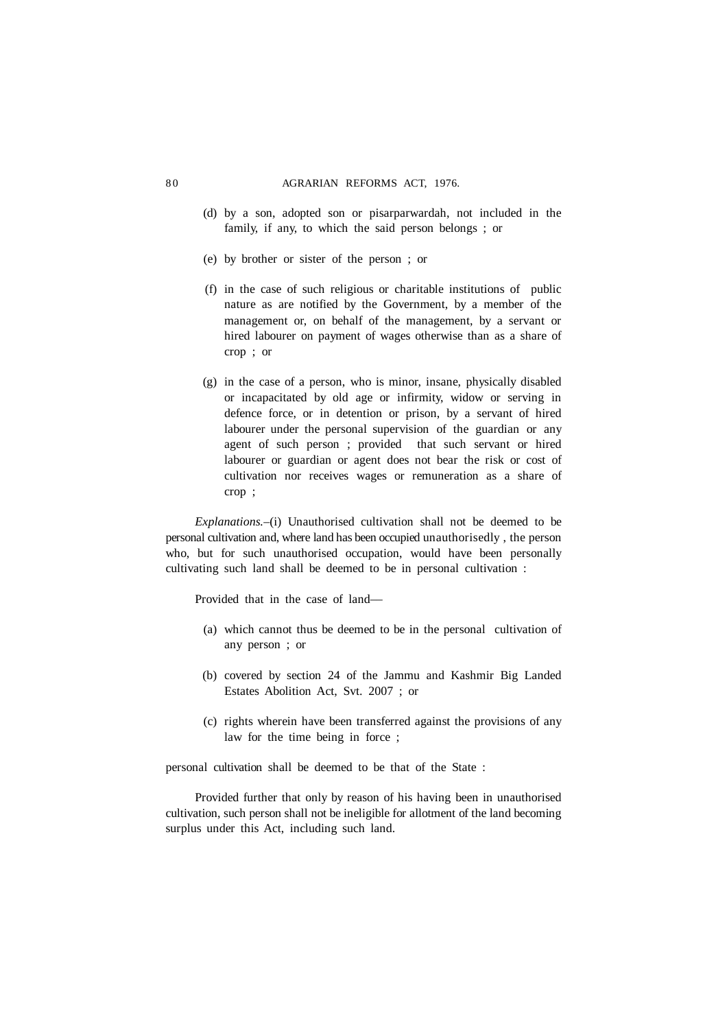(d) by a son, adopted son or pisarparwardah, not included in the family, if any, to which the said person belongs ; or

(e) by brother or sister of the person ; or

(f) in the case of such religious or charitable institutions of public nature as are notified by the Government, by a member of the management or, on behalf of the management, by a servant or hired labourer on payment of wages otherwise than as a share of crop ; or

(g) in the case of a person, who is minor, insane, physically disabled or incapacitated by old age or infirmity, widow or serving in defence force, or in detention or prison, by a servant of hired labourer under the personal supervision of the guardian or any agent of such person ; provided that such servant or hired labourer or guardian or agent does not bear the risk or cost of cultivation nor receives wages or remuneration as a share of crop ;

*Explanations.*–(i) Unauthorised cultivation shall not be deemed to be personal cultivation and, where land has been occupied unauthorisedly , the person who, but for such unauthorised occupation, would have been personally cultivating such land shall be deemed to be in personal cultivation :

Provided that in the case of land—

(a) which cannot thus be deemed to be in the personal cultivation of any person ; or

(b) covered by section 24 of the Jammu and Kashmir Big Landed Estates Abolition Act, Svt. 2007 ; or

(c) rights wherein have been transferred against the provisions of any law for the time being in force ;

personal cultivation shall be deemed to be that of the State :

Provided further that only by reason of his having been in unauthorised cultivation, such person shall not be ineligible for allotment of the land becoming surplus under this Act, including such land.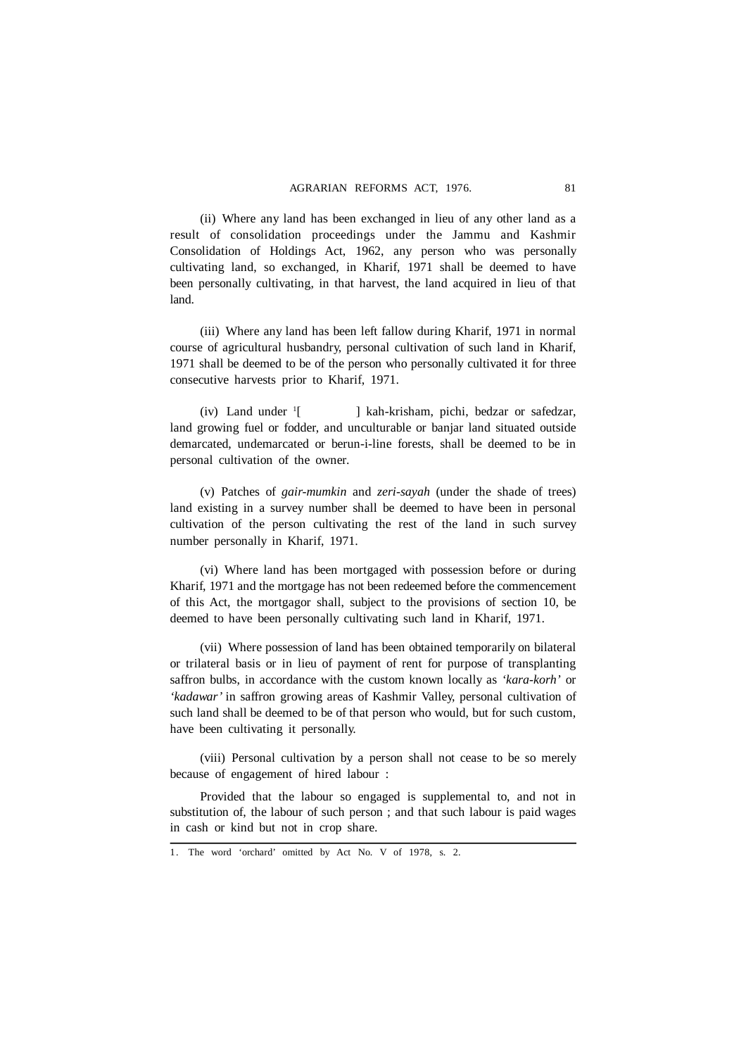(ii) Where any land has been exchanged in lieu of any other land as a result of consolidation proceedings under the Jammu and Kashmir Consolidation of Holdings Act, 1962, any person who was personally cultivating land, so exchanged, in Kharif, 1971 shall be deemed to have been personally cultivating, in that harvest, the land acquired in lieu of that land.

(iii) Where any land has been left fallow during Kharif, 1971 in normal course of agricultural husbandry, personal cultivation of such land in Kharif, 1971 shall be deemed to be of the person who personally cultivated it for three consecutive harvests prior to Kharif, 1971.

(iv) Land under [1][ ] kah-krisham, pichi, bedzar or safedzar, land growing fuel or fodder, and unculturable or banjar land situated outside demarcated, undemarcated or berun-i-line forests, shall be deemed to be in personal cultivation of the owner.

(v) Patches of *gair-mumkin* and *zeri-sayah* (under the shade of trees) land existing in a survey number shall be deemed to have been in personal cultivation of the person cultivating the rest of the land in such survey number personally in Kharif, 1971.

(vi) Where land has been mortgaged with possession before or during Kharif, 1971 and the mortgage has not been redeemed before the commencement of this Act, the mortgagor shall, subject to the provisions of section 10, be deemed to have been personally cultivating such land in Kharif, 1971.

(vii) Where possession of land has been obtained temporarily on bilateral or trilateral basis or in lieu of payment of rent for purpose of transplanting saffron bulbs, in accordance with the custom known locally as *'kara-korh'* or *'kadawar'* in saffron growing areas of Kashmir Valley, personal cultivation of such land shall be deemed to be of that person who would, but for such custom, have been cultivating it personally.

(viii) Personal cultivation by a person shall not cease to be so merely because of engagement of hired labour :

Provided that the labour so engaged is supplemental to, and not in substitution of, the labour of such person ; and that such labour is paid wages in cash or kind but not in crop share.

---

1. The word 'orchard' omitted by Act No. V of 1978, s. 2.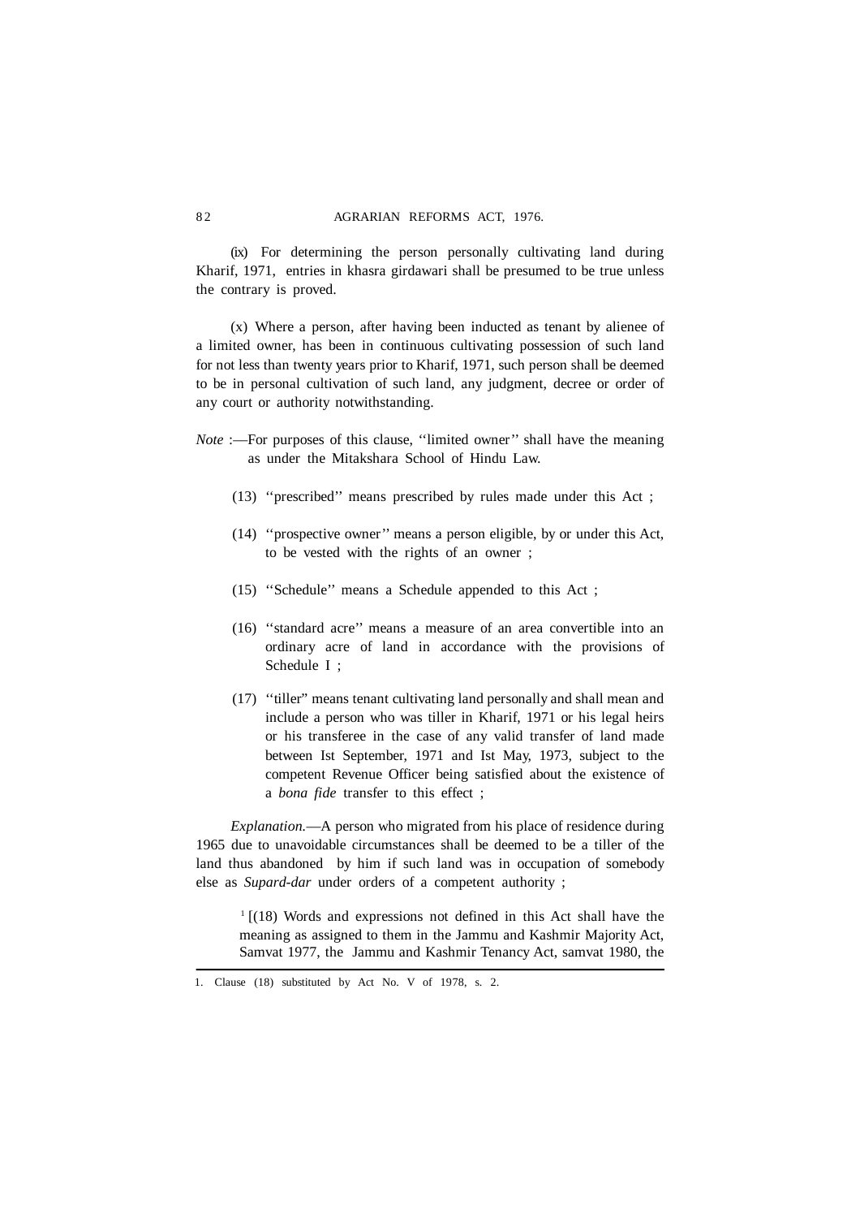(ix) For determining the person personally cultivating land during Kharif, 1971, entries in khasra girdawari shall be presumed to be true unless the contrary is proved.

(x) Where a person, after having been inducted as tenant by alienee of a limited owner, has been in continuous cultivating possession of such land for not less than twenty years prior to Kharif, 1971, such person shall be deemed to be in personal cultivation of such land, any judgment, decree or order of any court or authority notwithstanding.

*Note* :—For purposes of this clause, ''limited owner'' shall have the meaning as under the Mitakshara School of Hindu Law.

(13) ''prescribed'' means prescribed by rules made under this Act ;

(14) ''prospective owner'' means a person eligible, by or under this Act, to be vested with the rights of an owner ;

(15) ''Schedule'' means a Schedule appended to this Act ;

(16) ''standard acre'' means a measure of an area convertible into an ordinary acre of land in accordance with the provisions of Schedule I ;

(17) ''tiller" means tenant cultivating land personally and shall mean and include a person who was tiller in Kharif, 1971 or his legal heirs or his transferee in the case of any valid transfer of land made between Ist September, 1971 and Ist May, 1973, subject to the competent Revenue Officer being satisfied about the existence of a *bona fide* transfer to this effect ;

*Explanation.*—A person who migrated from his place of residence during 1965 due to unavoidable circumstances shall be deemed to be a tiller of the land thus abandoned by him if such land was in occupation of somebody else as *Supard-dar* under orders of a competent authority ;

[1] [(18) Words and expressions not defined in this Act shall have the meaning as assigned to them in the Jammu and Kashmir Majority Act, Samvat 1977, the Jammu and Kashmir Tenancy Act, samvat 1980, the

1. Clause (18) substituted by Act No. V of 1978, s. 2.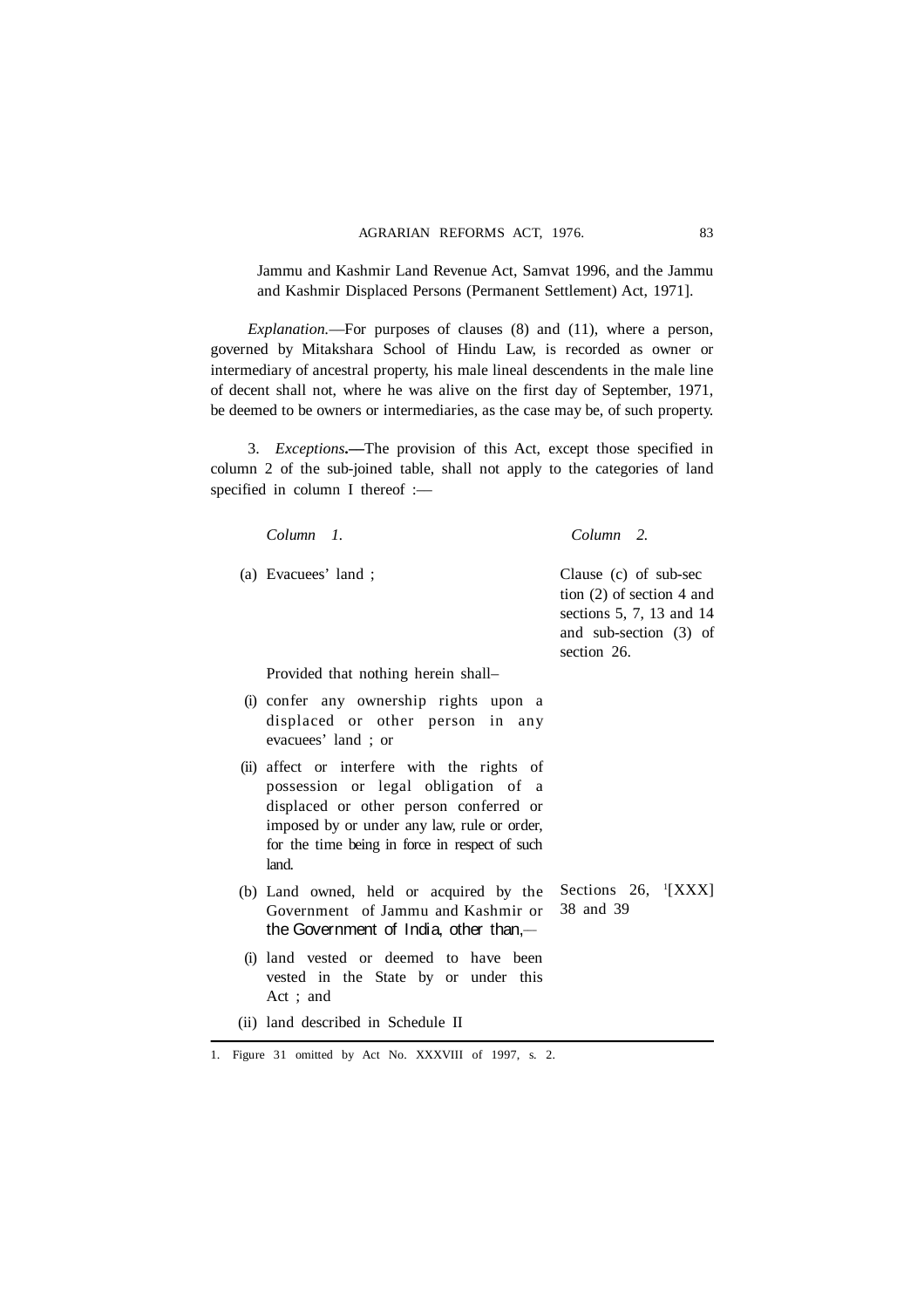Jammu and Kashmir Land Revenue Act, Samvat 1996, and the Jammu and Kashmir Displaced Persons (Permanent Settlement) Act, 1971].

*Explanation.*—For purposes of clauses (8) and (11), where a person, governed by Mitakshara School of Hindu Law, is recorded as owner or intermediary of ancestral property, his male lineal descendents in the male line of decent shall not, where he was alive on the first day of September, 1971, be deemed to be owners or intermediaries, as the case may be, of such property.

3. *Exceptions.*—The provision of this Act, except those specified in column 2 of the sub-joined table, shall not apply to the categories of land specified in column I thereof :—

| *Column 1.* | *Column 2.* |
|---|---|
| (a) Evacuees' land ; | Clause (c) of sub-section (2) of section 4 and sections 5, 7, 13 and 14 and sub-section (3) of section 26. |
| Provided that nothing herein shall– | |
| (i) confer any ownership rights upon a displaced or other person in any evacuees' land ; or | |
| (ii) affect or interfere with the rights of possession or legal obligation of a displaced or other person conferred or imposed by or under any law, rule or order, for the time being in force in respect of such land. | |
| (b) Land owned, held or acquired by the Government of Jammu and Kashmir or the Government of India, other than,— | Sections 26, [1][XXX] 38 and 39 |
| (i) land vested or deemed to have been vested in the State by or under this Act ; and | |
| (ii) land described in Schedule II | |

1. Figure 31 omitted by Act No. XXXVIII of 1997, s. 2.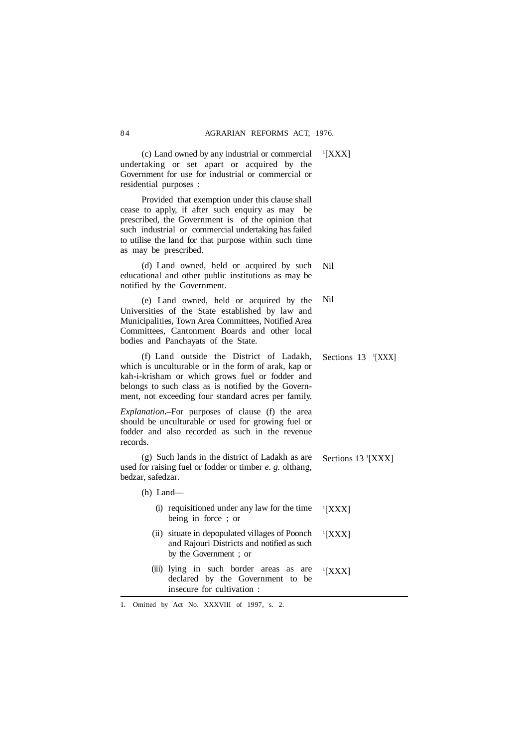(c) Land owned by any industrial or commercial undertaking or set apart or acquired by the Government for use for industrial or commercial or residential purposes : [1][XXX]

Provided that exemption under this clause shall cease to apply, if after such enquiry as may be prescribed, the Government is of the opinion that such industrial or commercial undertaking has failed to utilise the land for that purpose within such time as may be prescribed.

(d) Land owned, held or acquired by such educational and other public institutions as may be notified by the Government. Nil

(e) Land owned, held or acquired by the Universities of the State established by law and Municipalities, Town Area Committees, Notified Area Committees, Cantonment Boards and other local bodies and Panchayats of the State. Nil

(f) Land outside the District of Ladakh, which is unculturable or in the form of arak, kap or kah-i-krisham or which grows fuel or fodder and belongs to such class as is notified by the Government, not exceeding four standard acres per family. Sections 13 [1][XXX]

*Explanation*.–For purposes of clause (f) the area should be unculturable or used for growing fuel or fodder and also recorded as such in the revenue records.

(g) Such lands in the district of Ladakh as are used for raising fuel or fodder or timber *e. g.* olthang, bedzar, safedzar. Sections 13 [1][XXX]

(h) Land—

(i) requisitioned under any law for the time being in force ; or [1][XXX]

(ii) situate in depopulated villages of Poonch and Rajouri Districts and notified as such by the Government ; or [1][XXX]

(iii) lying in such border areas as are declared by the Government to be insecure for cultivation : [1][XXX]

---

1. Omitted by Act No. XXXVIII of 1997, s. 2.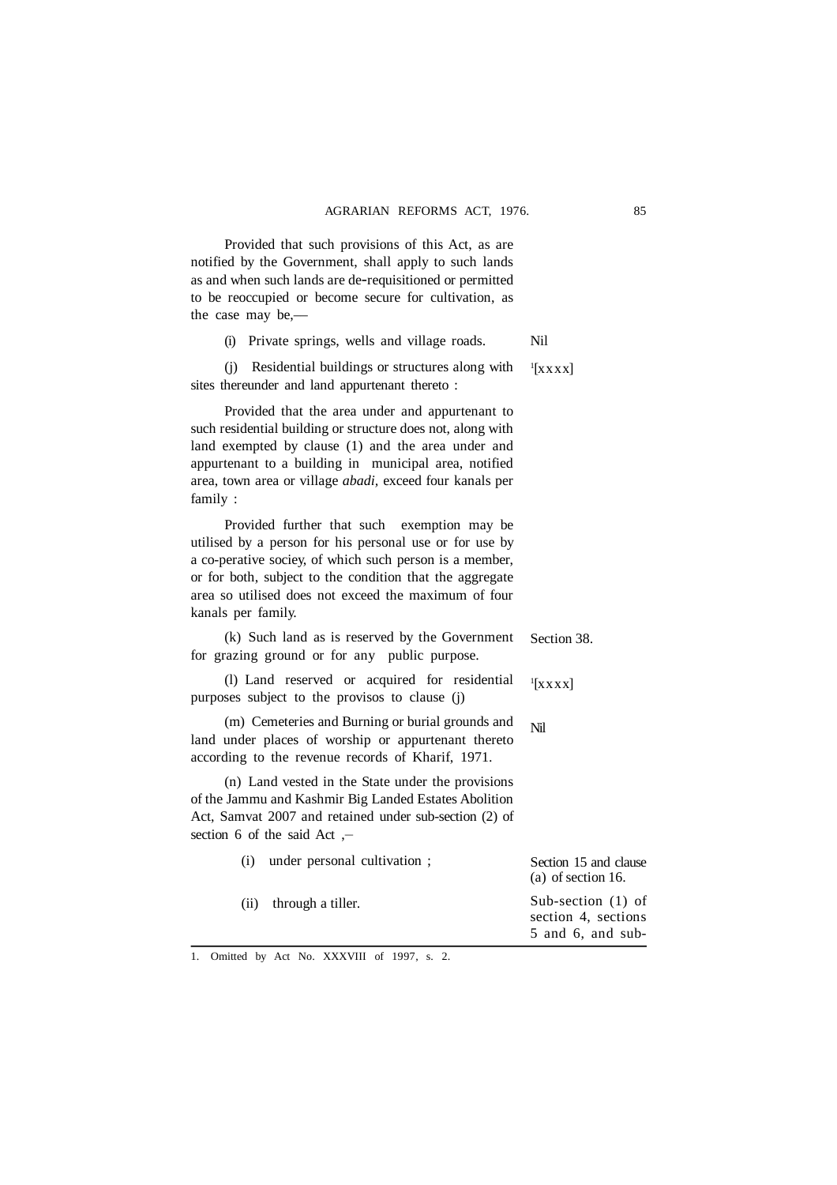Provided that such provisions of this Act, as are notified by the Government, shall apply to such lands as and when such lands are de-requisitioned or permitted to be reoccupied or become secure for cultivation, as the case may be,—

| | |
|---|---|
| (i) Private springs, wells and village roads. | Nil |
| (j) Residential buildings or structures along with sites thereunder and land appurtenant thereto :<br><br>Provided that the area under and appurtenant to such residential building or structure does not, along with land exempted by clause (1) and the area under and appurtenant to a building in municipal area, notified area, town area or village *abadi*, exceed four kanals per family :<br><br>Provided further that such exemption may be utilised by a person for his personal use or for use by a co-perative sociey, of which such person is a member, or for both, subject to the condition that the aggregate area so utilised does not exceed the maximum of four kanals per family. | [1][xxxx] |
| (k) Such land as is reserved by the Government for grazing ground or for any public purpose. | Section 38. |
| (l) Land reserved or acquired for residential purposes subject to the provisos to clause (j) | [1][xxxx] |
| (m) Cemeteries and Burning or burial grounds and land under places of worship or appurtenant thereto according to the revenue records of Kharif, 1971. | Nil |
| (n) Land vested in the State under the provisions of the Jammu and Kashmir Big Landed Estates Abolition Act, Samvat 2007 and retained under sub-section (2) of section 6 of the said Act ,– | |
| (i) under personal cultivation ; | Section 15 and clause (a) of section 16. |
| (ii) through a tiller. | Sub-section (1) of section 4, sections 5 and 6, and sub- |

1. Omitted by Act No. XXXVIII of 1997, s. 2.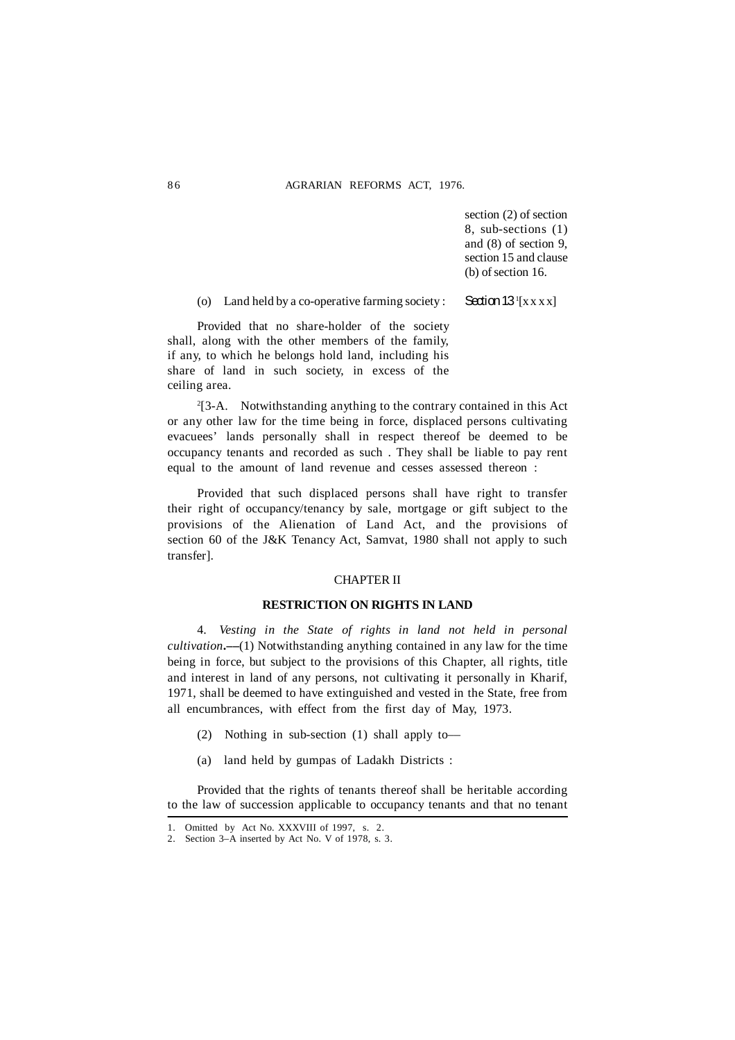section (2) of section 8, sub-sections (1) and (8) of section 9, section 15 and clause (b) of section 16.

(o) Land held by a co-operative farming society : *Section 13* [1][x x x x]

Provided that no share-holder of the society shall, along with the other members of the family, if any, to which he belongs hold land, including his share of land in such society, in excess of the ceiling area.

[2][3-A. Notwithstanding anything to the contrary contained in this Act or any other law for the time being in force, displaced persons cultivating evacuees' lands personally shall in respect thereof be deemed to be occupancy tenants and recorded as such . They shall be liable to pay rent equal to the amount of land revenue and cesses assessed thereon :

Provided that such displaced persons shall have right to transfer their right of occupancy/tenancy by sale, mortgage or gift subject to the provisions of the Alienation of Land Act, and the provisions of section 60 of the J&K Tenancy Act, Samvat, 1980 shall not apply to such transfer].

## CHAPTER II

### RESTRICTION ON RIGHTS IN LAND

4. *Vesting in the State of rights in land not held in personal cultivation*.—(1) Notwithstanding anything contained in any law for the time being in force, but subject to the provisions of this Chapter, all rights, title and interest in land of any persons, not cultivating it personally in Kharif, 1971, shall be deemed to have extinguished and vested in the State, free from all encumbrances, with effect from the first day of May, 1973.

(2) Nothing in sub-section (1) shall apply to—

(a) land held by gumpas of Ladakh Districts :

Provided that the rights of tenants thereof shall be heritable according to the law of succession applicable to occupancy tenants and that no tenant

---

1. Omitted by Act No. XXXVIII of 1997, s. 2.
2. Section 3–A inserted by Act No. V of 1978, s. 3.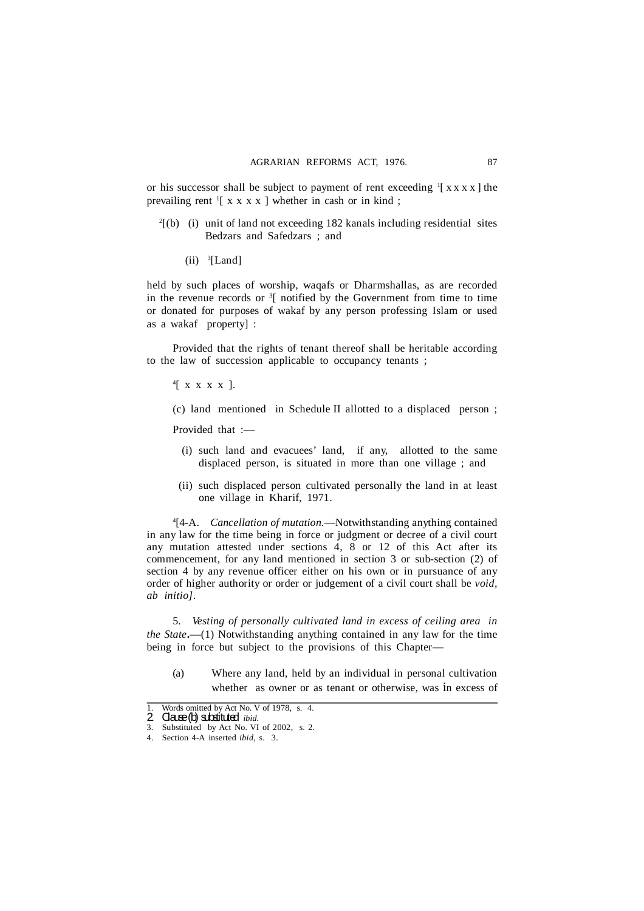or his successor shall be subject to payment of rent exceeding [1][ x x x x ] the prevailing rent [1][ x x x x ] whether in cash or in kind ;

[2][(b) (i) unit of land not exceeding 182 kanals including residential sites Bedzars and Safedzars ; and

(ii) [3][Land]

held by such places of worship, waqafs or Dharmshallas, as are recorded in the revenue records or [3][ notified by the Government from time to time or donated for purposes of wakaf by any person professing Islam or used as a wakaf property] :

Provided that the rights of tenant thereof shall be heritable according to the law of succession applicable to occupancy tenants ;

[4][ x x x x ].

(c) land mentioned in Schedule II allotted to a displaced person ;

Provided that :—

(i) such land and evacuees' land, if any, allotted to the same displaced person, is situated in more than one village ; and

(ii) such displaced person cultivated personally the land in at least one village in Kharif, 1971.

[4][4-A. *Cancellation of mutation.*—Notwithstanding anything contained in any law for the time being in force or judgment or decree of a civil court any mutation attested under sections 4, 8 or 12 of this Act after its commencement, for any land mentioned in section 3 or sub-section (2) of section 4 by any revenue officer either on his own or in pursuance of any order of higher authority or order or judgement of a civil court shall be *void, ab initio]*.

5. *Vesting of personally cultivated land in excess of ceiling area in the State*.—(1) Notwithstanding anything contained in any law for the time being in force but subject to the provisions of this Chapter—

(a) Where any land, held by an individual in personal cultivation whether as owner or as tenant or otherwise, was in excess of

---

1. Words omitted by Act No. V of 1978, s. 4.
2. Clause (b) substituted *ibid.*
3. Substituted by Act No. VI of 2002, s. 2.
4. Section 4-A inserted *ibid*, s. 3.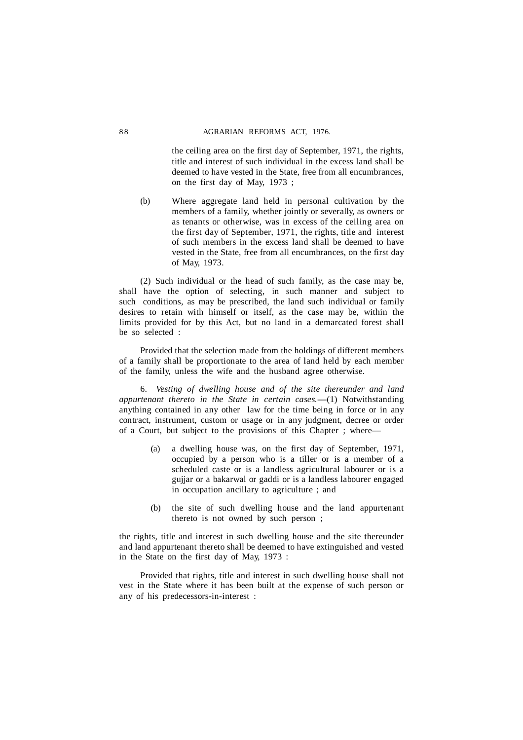the ceiling area on the first day of September, 1971, the rights, title and interest of such individual in the excess land shall be deemed to have vested in the State, free from all encumbrances, on the first day of May, 1973 ;

(b) Where aggregate land held in personal cultivation by the members of a family, whether jointly or severally, as owners or as tenants or otherwise, was in excess of the ceiling area on the first day of September, 1971, the rights, title and interest of such members in the excess land shall be deemed to have vested in the State, free from all encumbrances, on the first day of May, 1973.

(2) Such individual or the head of such family, as the case may be, shall have the option of selecting, in such manner and subject to such conditions, as may be prescribed, the land such individual or family desires to retain with himself or itself, as the case may be, within the limits provided for by this Act, but no land in a demarcated forest shall be so selected :

Provided that the selection made from the holdings of different members of a family shall be proportionate to the area of land held by each member of the family, unless the wife and the husband agree otherwise.

6. *Vesting of dwelling house and of the site thereunder and land appurtenant thereto in the State in certain cases.*—(1) Notwithstanding anything contained in any other law for the time being in force or in any contract, instrument, custom or usage or in any judgment, decree or order of a Court, but subject to the provisions of this Chapter ; where—

(a) a dwelling house was, on the first day of September, 1971, occupied by a person who is a tiller or is a member of a scheduled caste or is a landless agricultural labourer or is a gujjar or a bakarwal or gaddi or is a landless labourer engaged in occupation ancillary to agriculture ; and

(b) the site of such dwelling house and the land appurtenant thereto is not owned by such person ;

the rights, title and interest in such dwelling house and the site thereunder and land appurtenant thereto shall be deemed to have extinguished and vested in the State on the first day of May, 1973 :

Provided that rights, title and interest in such dwelling house shall not vest in the State where it has been built at the expense of such person or any of his predecessors-in-interest :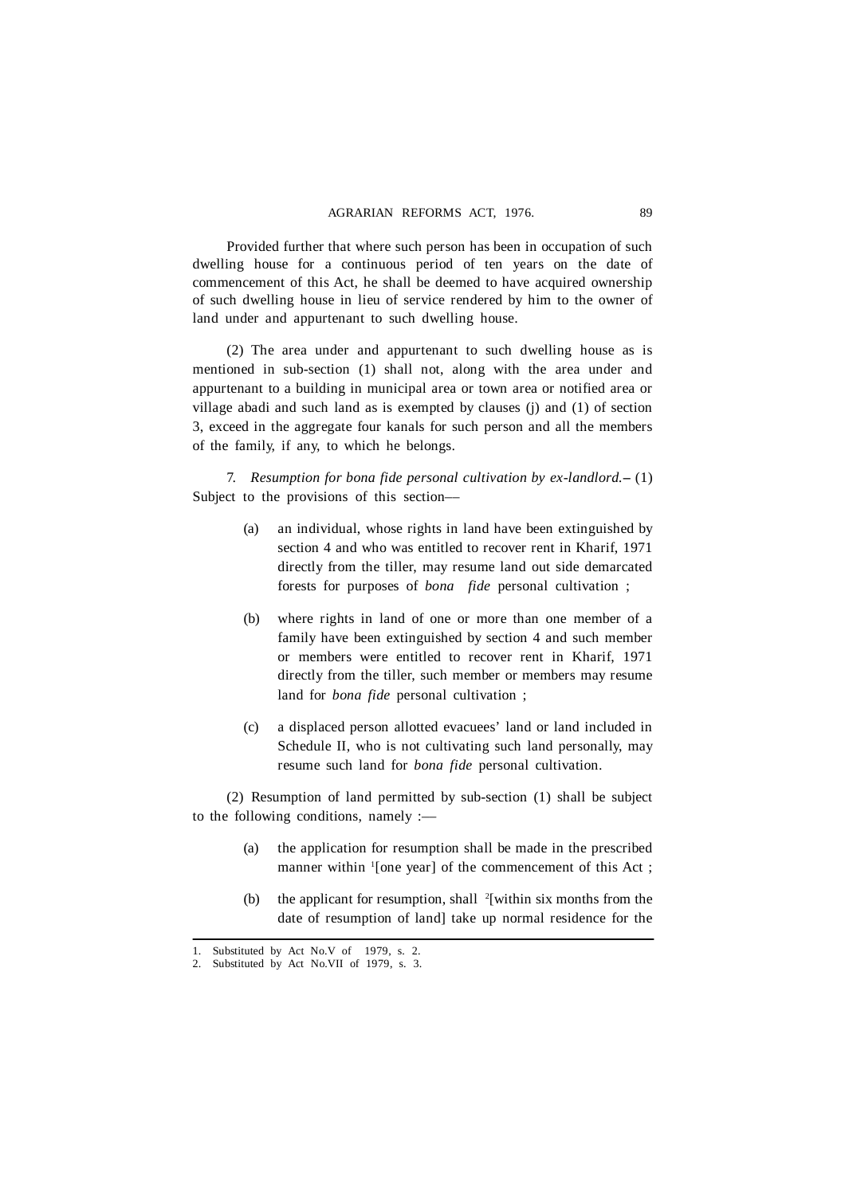Provided further that where such person has been in occupation of such dwelling house for a continuous period of ten years on the date of commencement of this Act, he shall be deemed to have acquired ownership of such dwelling house in lieu of service rendered by him to the owner of land under and appurtenant to such dwelling house.

(2) The area under and appurtenant to such dwelling house as is mentioned in sub-section (1) shall not, along with the area under and appurtenant to a building in municipal area or town area or notified area or village abadi and such land as is exempted by clauses (j) and (1) of section 3, exceed in the aggregate four kanals for such person and all the members of the family, if any, to which he belongs.

7. *Resumption for bona fide personal cultivation by ex-landlord.–* (1) Subject to the provisions of this section—

(a) an individual, whose rights in land have been extinguished by section 4 and who was entitled to recover rent in Kharif, 1971 directly from the tiller, may resume land out side demarcated forests for purposes of *bona fide* personal cultivation ;

(b) where rights in land of one or more than one member of a family have been extinguished by section 4 and such member or members were entitled to recover rent in Kharif, 1971 directly from the tiller, such member or members may resume land for *bona fide* personal cultivation ;

(c) a displaced person allotted evacuees' land or land included in Schedule II, who is not cultivating such land personally, may resume such land for *bona fide* personal cultivation.

(2) Resumption of land permitted by sub-section (1) shall be subject to the following conditions, namely :—

(a) the application for resumption shall be made in the prescribed manner within [1][one year] of the commencement of this Act ;

(b) the applicant for resumption, shall [2][within six months from the date of resumption of land] take up normal residence for the

---

1. Substituted by Act No.V of 1979, s. 2.
2. Substituted by Act No.VII of 1979, s. 3.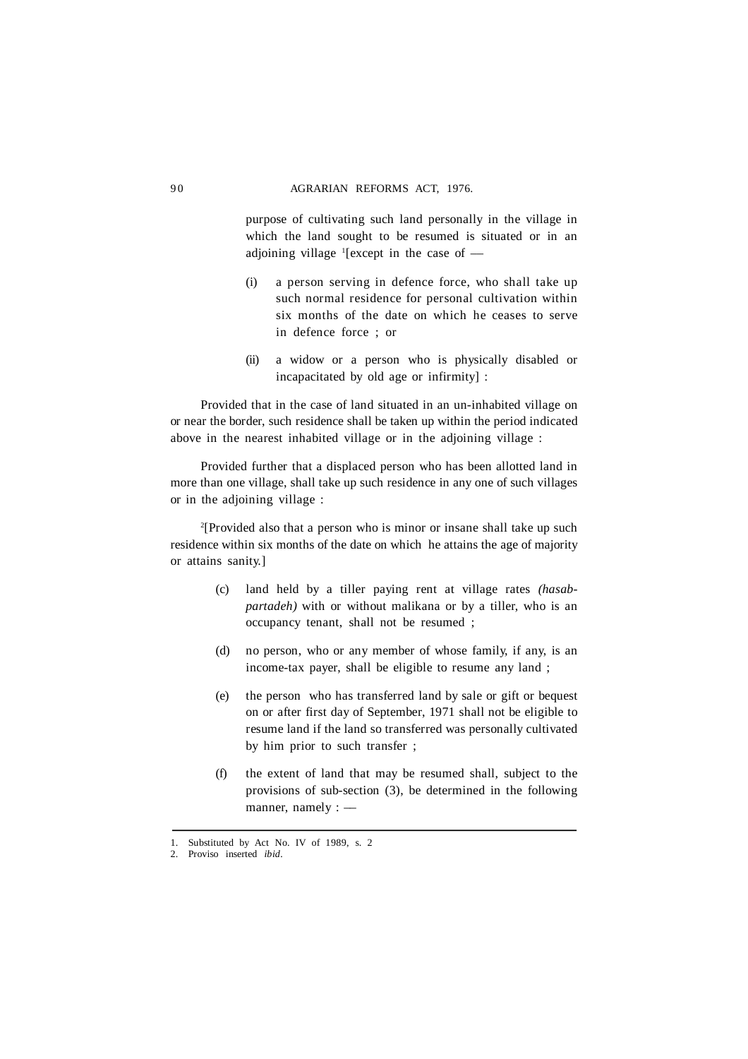purpose of cultivating such land personally in the village in which the land sought to be resumed is situated or in an adjoining village [1][except in the case of —

(i) a person serving in defence force, who shall take up such normal residence for personal cultivation within six months of the date on which he ceases to serve in defence force ; or

(ii) a widow or a person who is physically disabled or incapacitated by old age or infirmity] :

Provided that in the case of land situated in an un-inhabited village on or near the border, such residence shall be taken up within the period indicated above in the nearest inhabited village or in the adjoining village :

Provided further that a displaced person who has been allotted land in more than one village, shall take up such residence in any one of such villages or in the adjoining village :

[2][Provided also that a person who is minor or insane shall take up such residence within six months of the date on which he attains the age of majority or attains sanity.]

(c) land held by a tiller paying rent at village rates *(hasab-partadeh)* with or without malikana or by a tiller, who is an occupancy tenant, shall not be resumed ;

(d) no person, who or any member of whose family, if any, is an income-tax payer, shall be eligible to resume any land ;

(e) the person who has transferred land by sale or gift or bequest on or after first day of September, 1971 shall not be eligible to resume land if the land so transferred was personally cultivated by him prior to such transfer ;

(f) the extent of land that may be resumed shall, subject to the provisions of sub-section (3), be determined in the following manner, namely : —

---

1. Substituted by Act No. IV of 1989, s. 2
2. Proviso inserted *ibid*.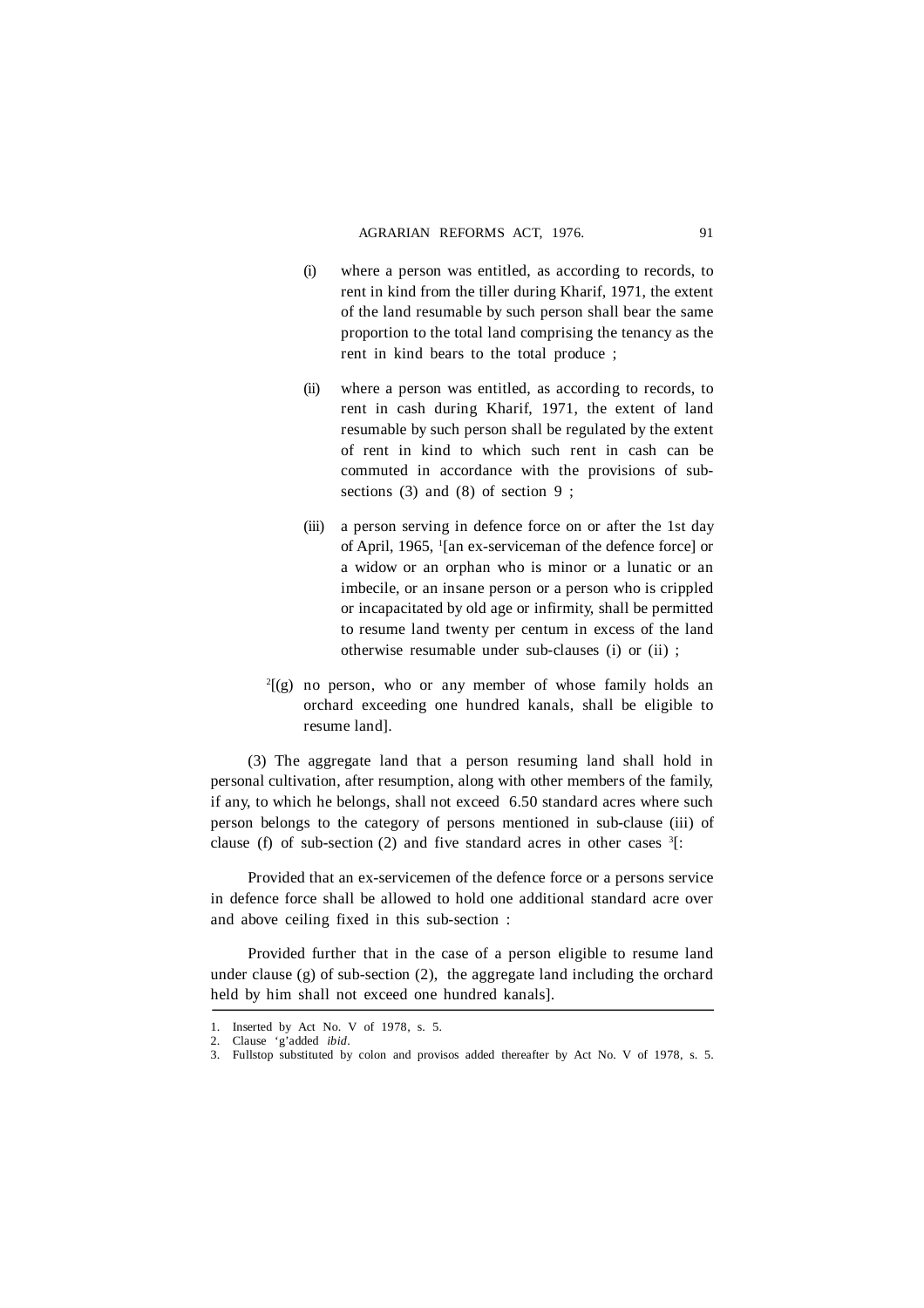(i) where a person was entitled, as according to records, to rent in kind from the tiller during Kharif, 1971, the extent of the land resumable by such person shall bear the same proportion to the total land comprising the tenancy as the rent in kind bears to the total produce ;

(ii) where a person was entitled, as according to records, to rent in cash during Kharif, 1971, the extent of land resumable by such person shall be regulated by the extent of rent in kind to which such rent in cash can be commuted in accordance with the provisions of sub-sections (3) and (8) of section 9 ;

(iii) a person serving in defence force on or after the 1st day of April, 1965, [1][an ex-serviceman of the defence force] or a widow or an orphan who is minor or a lunatic or an imbecile, or an insane person or a person who is crippled or incapacitated by old age or infirmity, shall be permitted to resume land twenty per centum in excess of the land otherwise resumable under sub-clauses (i) or (ii) ;

[2][(g) no person, who or any member of whose family holds an orchard exceeding one hundred kanals, shall be eligible to resume land].

(3) The aggregate land that a person resuming land shall hold in personal cultivation, after resumption, along with other members of the family, if any, to which he belongs, shall not exceed 6.50 standard acres where such person belongs to the category of persons mentioned in sub-clause (iii) of clause (f) of sub-section (2) and five standard acres in other cases [3][:

Provided that an ex-servicemen of the defence force or a persons service in defence force shall be allowed to hold one additional standard acre over and above ceiling fixed in this sub-section :

Provided further that in the case of a person eligible to resume land under clause (g) of sub-section (2), the aggregate land including the orchard held by him shall not exceed one hundred kanals].

---

1. Inserted by Act No. V of 1978, s. 5.
2. Clause 'g'added *ibid*.
3. Fullstop substituted by colon and provisos added thereafter by Act No. V of 1978, s. 5.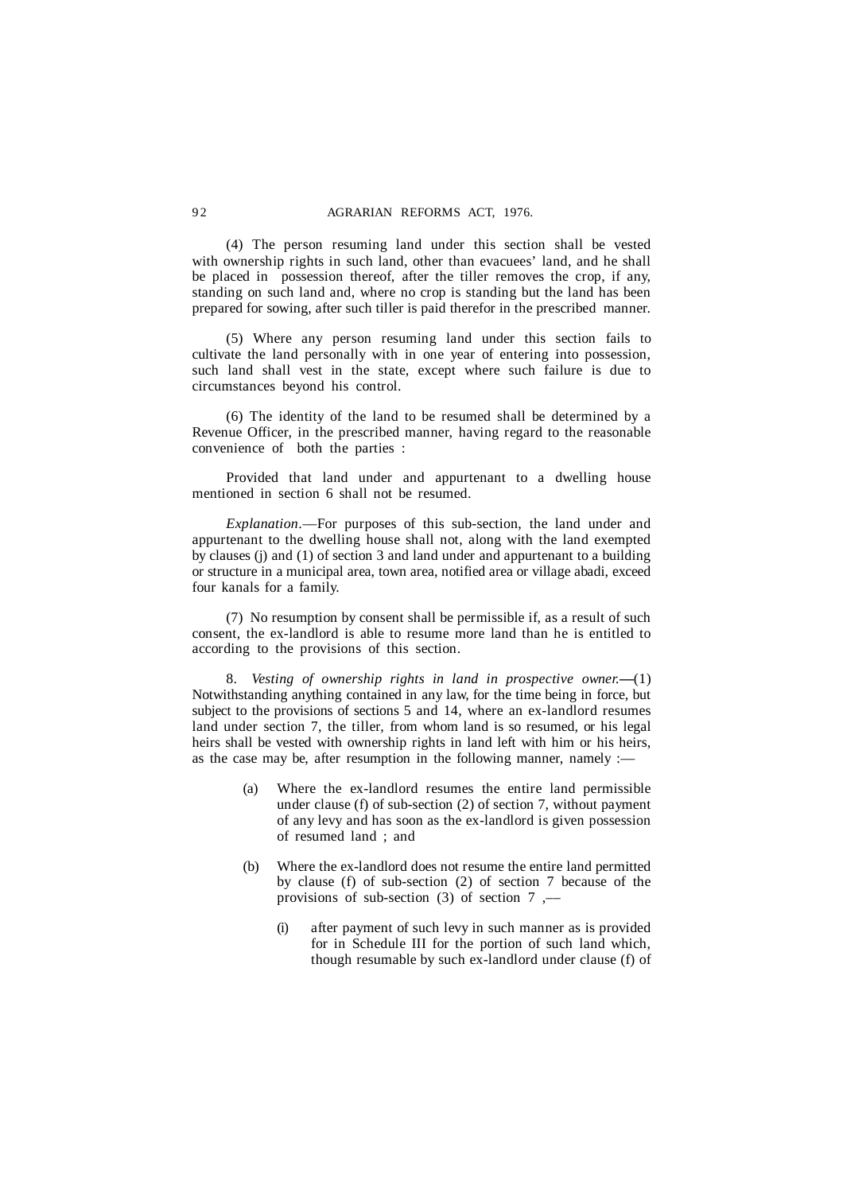(4) The person resuming land under this section shall be vested with ownership rights in such land, other than evacuees' land, and he shall be placed in possession thereof, after the tiller removes the crop, if any, standing on such land and, where no crop is standing but the land has been prepared for sowing, after such tiller is paid therefor in the prescribed manner.

(5) Where any person resuming land under this section fails to cultivate the land personally with in one year of entering into possession, such land shall vest in the state, except where such failure is due to circumstances beyond his control.

(6) The identity of the land to be resumed shall be determined by a Revenue Officer, in the prescribed manner, having regard to the reasonable convenience of both the parties :

Provided that land under and appurtenant to a dwelling house mentioned in section 6 shall not be resumed.

*Explanation*.—For purposes of this sub-section, the land under and appurtenant to the dwelling house shall not, along with the land exempted by clauses (j) and (1) of section 3 and land under and appurtenant to a building or structure in a municipal area, town area, notified area or village abadi, exceed four kanals for a family.

(7) No resumption by consent shall be permissible if, as a result of such consent, the ex-landlord is able to resume more land than he is entitled to according to the provisions of this section.

8. *Vesting of ownership rights in land in prospective owner.*—(1) Notwithstanding anything contained in any law, for the time being in force, but subject to the provisions of sections 5 and 14, where an ex-landlord resumes land under section 7, the tiller, from whom land is so resumed, or his legal heirs shall be vested with ownership rights in land left with him or his heirs, as the case may be, after resumption in the following manner, namely :—

(a) Where the ex-landlord resumes the entire land permissible under clause (f) of sub-section (2) of section 7, without payment of any levy and has soon as the ex-landlord is given possession of resumed land ; and

(b) Where the ex-landlord does not resume the entire land permitted by clause (f) of sub-section (2) of section 7 because of the provisions of sub-section (3) of section 7 ,—

(i) after payment of such levy in such manner as is provided for in Schedule III for the portion of such land which, though resumable by such ex-landlord under clause (f) of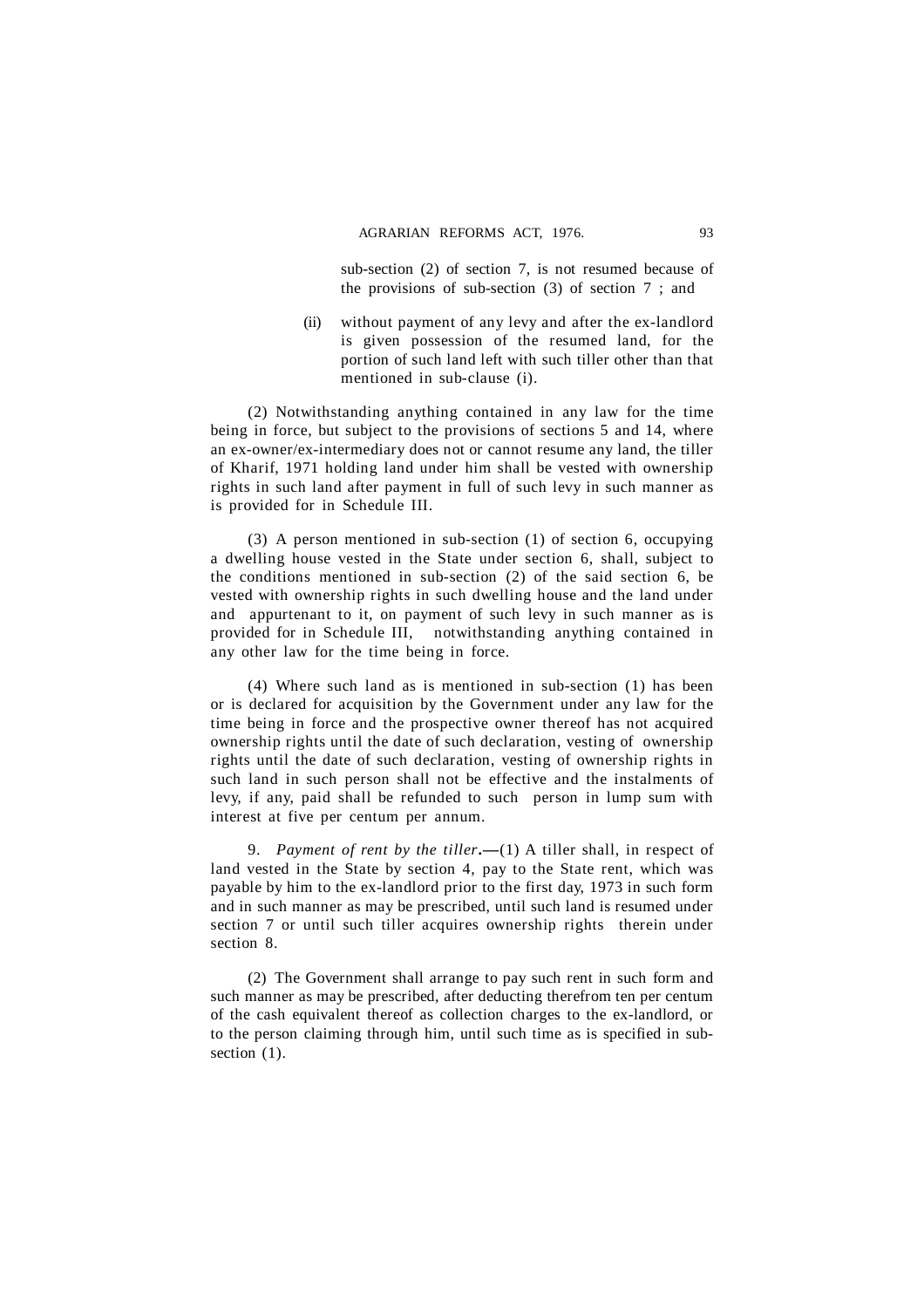sub-section (2) of section 7, is not resumed because of the provisions of sub-section (3) of section 7 ; and

(ii) without payment of any levy and after the ex-landlord is given possession of the resumed land, for the portion of such land left with such tiller other than that mentioned in sub-clause (i).

(2) Notwithstanding anything contained in any law for the time being in force, but subject to the provisions of sections 5 and 14, where an ex-owner/ex-intermediary does not or cannot resume any land, the tiller of Kharif, 1971 holding land under him shall be vested with ownership rights in such land after payment in full of such levy in such manner as is provided for in Schedule III.

(3) A person mentioned in sub-section (1) of section 6, occupying a dwelling house vested in the State under section 6, shall, subject to the conditions mentioned in sub-section (2) of the said section 6, be vested with ownership rights in such dwelling house and the land under and appurtenant to it, on payment of such levy in such manner as is provided for in Schedule III, notwithstanding anything contained in any other law for the time being in force.

(4) Where such land as is mentioned in sub-section (1) has been or is declared for acquisition by the Government under any law for the time being in force and the prospective owner thereof has not acquired ownership rights until the date of such declaration, vesting of ownership rights until the date of such declaration, vesting of ownership rights in such land in such person shall not be effective and the instalments of levy, if any, paid shall be refunded to such person in lump sum with interest at five per centum per annum.

9. *Payment of rent by the tiller*.—(1) A tiller shall, in respect of land vested in the State by section 4, pay to the State rent, which was payable by him to the ex-landlord prior to the first day, 1973 in such form and in such manner as may be prescribed, until such land is resumed under section 7 or until such tiller acquires ownership rights therein under section 8.

(2) The Government shall arrange to pay such rent in such form and such manner as may be prescribed, after deducting therefrom ten per centum of the cash equivalent thereof as collection charges to the ex-landlord, or to the person claiming through him, until such time as is specified in sub-section (1).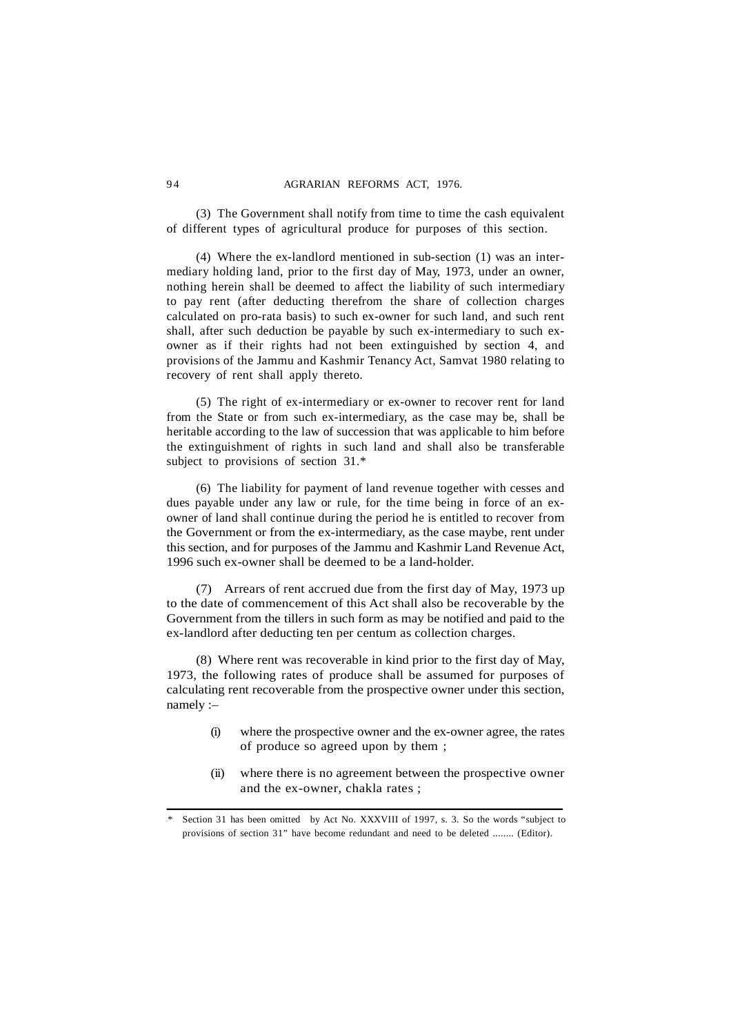(3) The Government shall notify from time to time the cash equivalent of different types of agricultural produce for purposes of this section.

(4) Where the ex-landlord mentioned in sub-section (1) was an intermediary holding land, prior to the first day of May, 1973, under an owner, nothing herein shall be deemed to affect the liability of such intermediary to pay rent (after deducting therefrom the share of collection charges calculated on pro-rata basis) to such ex-owner for such land, and such rent shall, after such deduction be payable by such ex-intermediary to such ex-owner as if their rights had not been extinguished by section 4, and provisions of the Jammu and Kashmir Tenancy Act, Samvat 1980 relating to recovery of rent shall apply thereto.

(5) The right of ex-intermediary or ex-owner to recover rent for land from the State or from such ex-intermediary, as the case may be, shall be heritable according to the law of succession that was applicable to him before the extinguishment of rights in such land and shall also be transferable subject to provisions of section 31.*

(6) The liability for payment of land revenue together with cesses and dues payable under any law or rule, for the time being in force of an ex-owner of land shall continue during the period he is entitled to recover from the Government or from the ex-intermediary, as the case maybe, rent under this section, and for purposes of the Jammu and Kashmir Land Revenue Act, 1996 such ex-owner shall be deemed to be a land-holder.

(7) Arrears of rent accrued due from the first day of May, 1973 up to the date of commencement of this Act shall also be recoverable by the Government from the tillers in such form as may be notified and paid to the ex-landlord after deducting ten per centum as collection charges.

(8) Where rent was recoverable in kind prior to the first day of May, 1973, the following rates of produce shall be assumed for purposes of calculating rent recoverable from the prospective owner under this section, namely :–

- (i) where the prospective owner and the ex-owner agree, the rates of produce so agreed upon by them ;
- (ii) where there is no agreement between the prospective owner and the ex-owner, chakla rates ;

---

\* Section 31 has been omitted by Act No. XXXVIII of 1997, s. 3. So the words "subject to provisions of section 31" have become redundant and need to be deleted ........ (Editor).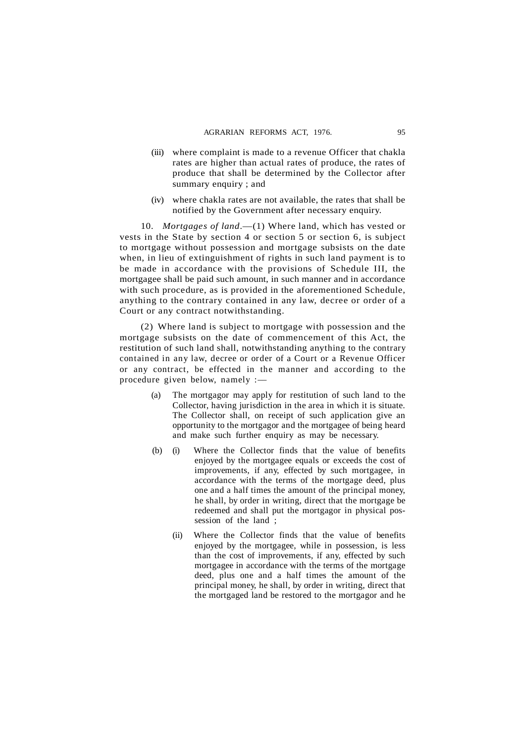(iii) where complaint is made to a revenue Officer that chakla rates are higher than actual rates of produce, the rates of produce that shall be determined by the Collector after summary enquiry ; and

(iv) where chakla rates are not available, the rates that shall be notified by the Government after necessary enquiry.

10. *Mortgages of land*.—(1) Where land, which has vested or vests in the State by section 4 or section 5 or section 6, is subject to mortgage without possession and mortgage subsists on the date when, in lieu of extinguishment of rights in such land payment is to be made in accordance with the provisions of Schedule III, the mortgagee shall be paid such amount, in such manner and in accordance with such procedure, as is provided in the aforementioned Schedule, anything to the contrary contained in any law, decree or order of a Court or any contract notwithstanding.

(2) Where land is subject to mortgage with possession and the mortgage subsists on the date of commencement of this Act, the restitution of such land shall, notwithstanding anything to the contrary contained in any law, decree or order of a Court or a Revenue Officer or any contract, be effected in the manner and according to the procedure given below, namely :—

(a) The mortgagor may apply for restitution of such land to the Collector, having jurisdiction in the area in which it is situate. The Collector shall, on receipt of such application give an opportunity to the mortgagor and the mortgagee of being heard and make such further enquiry as may be necessary.

(b) (i) Where the Collector finds that the value of benefits enjoyed by the mortgagee equals or exceeds the cost of improvements, if any, effected by such mortgagee, in accordance with the terms of the mortgage deed, plus one and a half times the amount of the principal money, he shall, by order in writing, direct that the mortgage be redeemed and shall put the mortgagor in physical possession of the land ;

(ii) Where the Collector finds that the value of benefits enjoyed by the mortgagee, while in possession, is less than the cost of improvements, if any, effected by such mortgagee in accordance with the terms of the mortgage deed, plus one and a half times the amount of the principal money, he shall, by order in writing, direct that the mortgaged land be restored to the mortgagor and he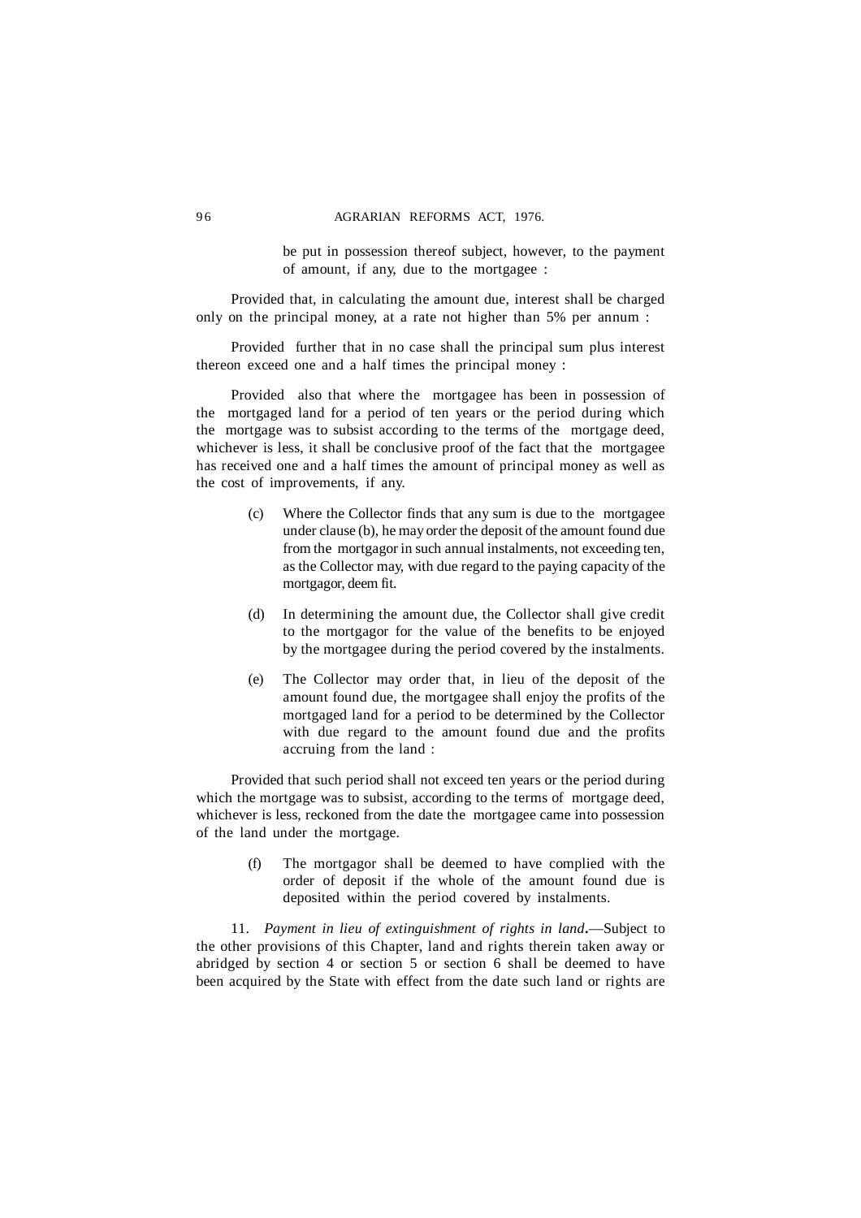be put in possession thereof subject, however, to the payment of amount, if any, due to the mortgagee :

Provided that, in calculating the amount due, interest shall be charged only on the principal money, at a rate not higher than 5% per annum :

Provided further that in no case shall the principal sum plus interest thereon exceed one and a half times the principal money :

Provided also that where the mortgagee has been in possession of the mortgaged land for a period of ten years or the period during which the mortgage was to subsist according to the terms of the mortgage deed, whichever is less, it shall be conclusive proof of the fact that the mortgagee has received one and a half times the amount of principal money as well as the cost of improvements, if any.

(c) Where the Collector finds that any sum is due to the mortgagee under clause (b), he may order the deposit of the amount found due from the mortgagor in such annual instalments, not exceeding ten, as the Collector may, with due regard to the paying capacity of the mortgagor, deem fit.

(d) In determining the amount due, the Collector shall give credit to the mortgagor for the value of the benefits to be enjoyed by the mortgagee during the period covered by the instalments.

(e) The Collector may order that, in lieu of the deposit of the amount found due, the mortgagee shall enjoy the profits of the mortgaged land for a period to be determined by the Collector with due regard to the amount found due and the profits accruing from the land :

Provided that such period shall not exceed ten years or the period during which the mortgage was to subsist, according to the terms of mortgage deed, whichever is less, reckoned from the date the mortgagee came into possession of the land under the mortgage.

(f) The mortgagor shall be deemed to have complied with the order of deposit if the whole of the amount found due is deposited within the period covered by instalments.

11. *Payment in lieu of extinguishment of rights in land*.—Subject to the other provisions of this Chapter, land and rights therein taken away or abridged by section 4 or section 5 or section 6 shall be deemed to have been acquired by the State with effect from the date such land or rights are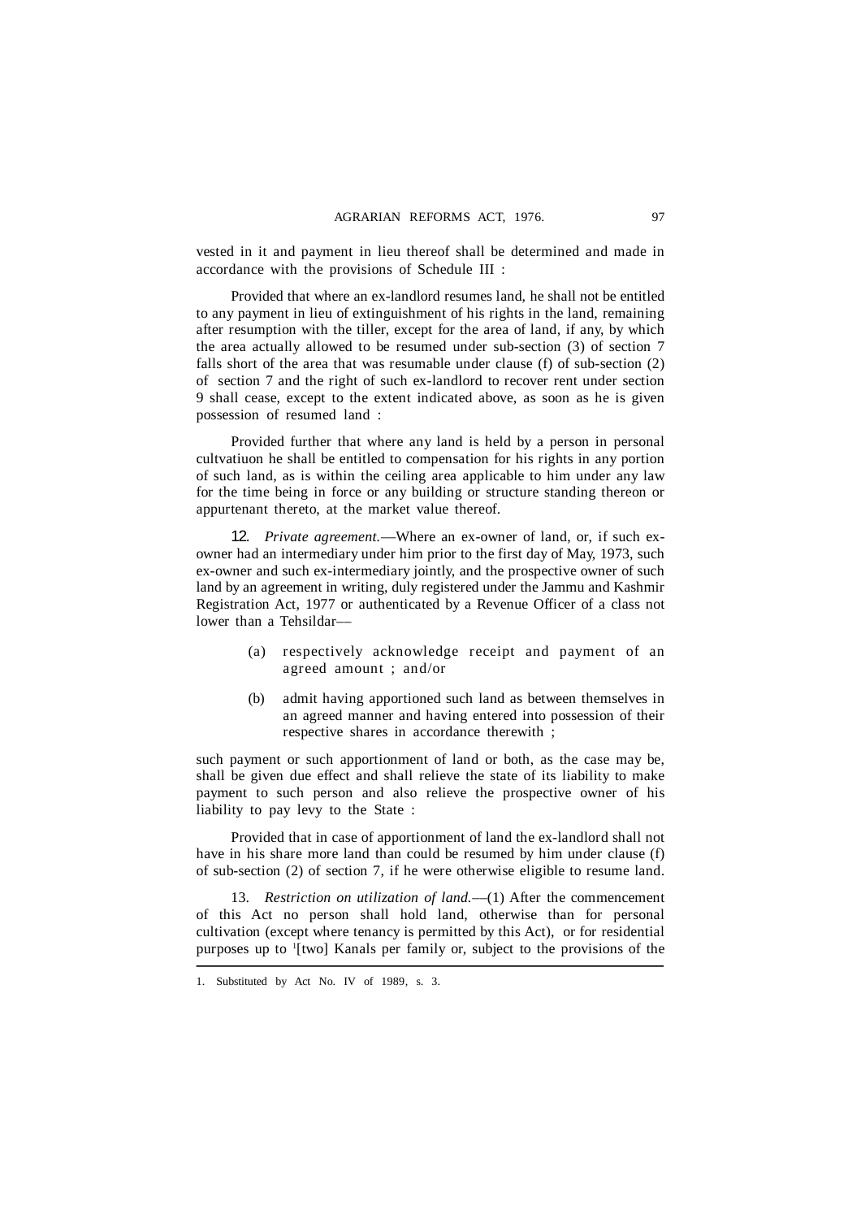vested in it and payment in lieu thereof shall be determined and made in accordance with the provisions of Schedule III :

Provided that where an ex-landlord resumes land, he shall not be entitled to any payment in lieu of extinguishment of his rights in the land, remaining after resumption with the tiller, except for the area of land, if any, by which the area actually allowed to be resumed under sub-section (3) of section 7 falls short of the area that was resumable under clause (f) of sub-section (2) of section 7 and the right of such ex-landlord to recover rent under section 9 shall cease, except to the extent indicated above, as soon as he is given possession of resumed land :

Provided further that where any land is held by a person in personal cultvatiuon he shall be entitled to compensation for his rights in any portion of such land, as is within the ceiling area applicable to him under any law for the time being in force or any building or structure standing thereon or appurtenant thereto, at the market value thereof.

12. *Private agreement.*—Where an ex-owner of land, or, if such ex-owner had an intermediary under him prior to the first day of May, 1973, such ex-owner and such ex-intermediary jointly, and the prospective owner of such land by an agreement in writing, duly registered under the Jammu and Kashmir Registration Act, 1977 or authenticated by a Revenue Officer of a class not lower than a Tehsildar—

(a) respectively acknowledge receipt and payment of an agreed amount ; and/or

(b) admit having apportioned such land as between themselves in an agreed manner and having entered into possession of their respective shares in accordance therewith ;

such payment or such apportionment of land or both, as the case may be, shall be given due effect and shall relieve the state of its liability to make payment to such person and also relieve the prospective owner of his liability to pay levy to the State :

Provided that in case of apportionment of land the ex-landlord shall not have in his share more land than could be resumed by him under clause (f) of sub-section (2) of section 7, if he were otherwise eligible to resume land.

13. *Restriction on utilization of land.*—(1) After the commencement of this Act no person shall hold land, otherwise than for personal cultivation (except where tenancy is permitted by this Act), or for residential purposes up to [1][two] Kanals per family or, subject to the provisions of the

1. Substituted by Act No. IV of 1989, s. 3.